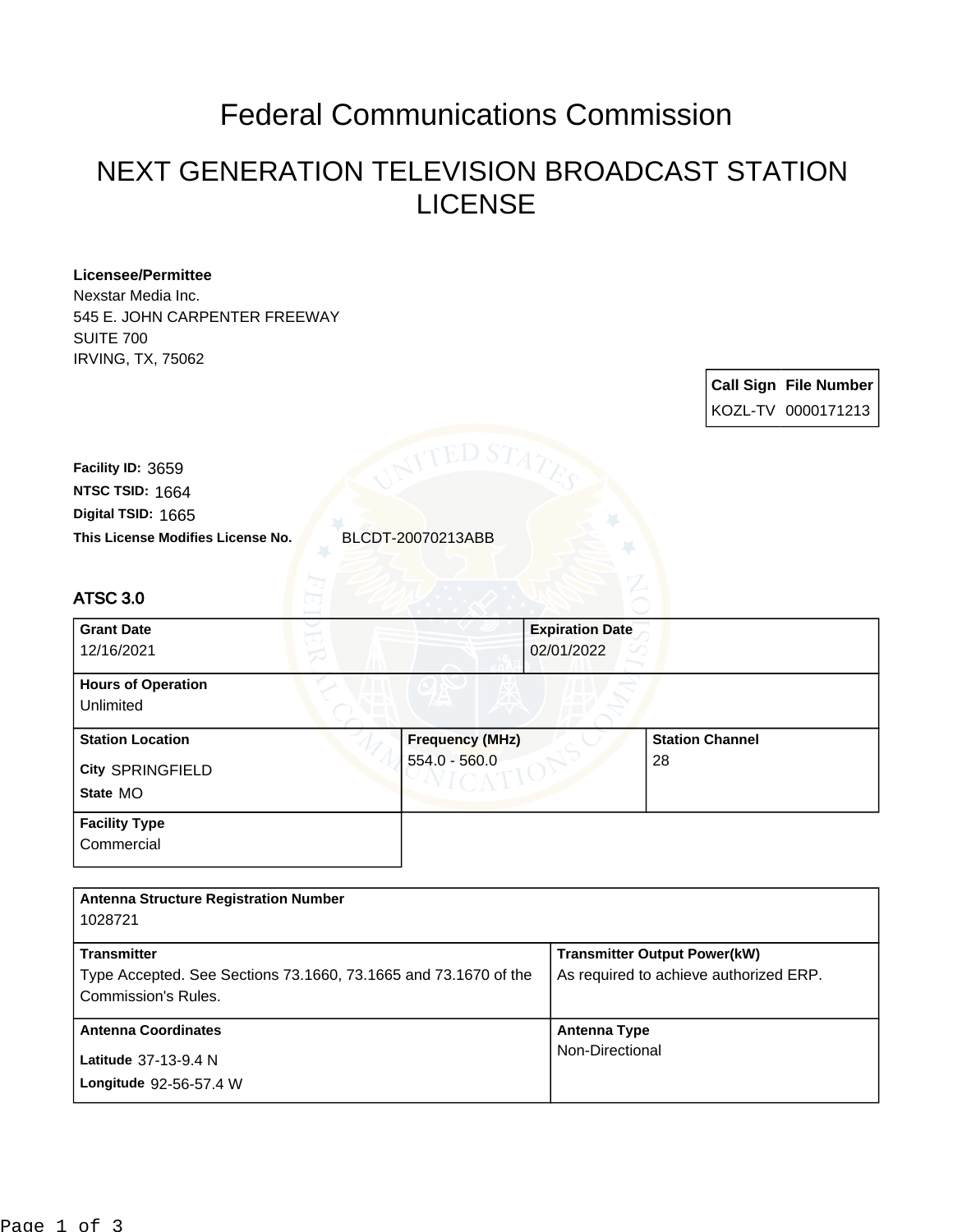# Federal Communications Commission

## NEXT GENERATION TELEVISION BROADCAST STATION LICENSE

**Licensee/Permittee**
Nexstar Media Inc.
545 E. JOHN CARPENTER FREEWAY
SUITE 700
IRVING, TX, 75062

| Call Sign | File Number |
|---|---|
| KOZL-TV | 0000171213 |

**Facility ID:** 3659
**NTSC TSID:** 1664
**Digital TSID:** 1665
**This License Modifies License No.** BLCDT-20070213ABB

### ATSC 3.0

| Grant Date | Expiration Date |
|---|---|
| 12/16/2021 | 02/01/2022 |

**Hours of Operation**
Unlimited

| Station Location | Frequency (MHz) | Station Channel |
|---|---|---|
| City SPRINGFIELD<br>State MO | 554.0 - 560.0 | 28 |

**Facility Type**
Commercial

**Antenna Structure Registration Number**
1028721

| Transmitter | Transmitter Output Power(kW) |
|---|---|
| Type Accepted. See Sections 73.1660, 73.1665 and 73.1670 of the Commission's Rules. | As required to achieve authorized ERP. |

| Antenna Coordinates | Antenna Type |
|---|---|
| Latitude 37-13-9.4 N<br>Longitude 92-56-57.4 W | Non-Directional |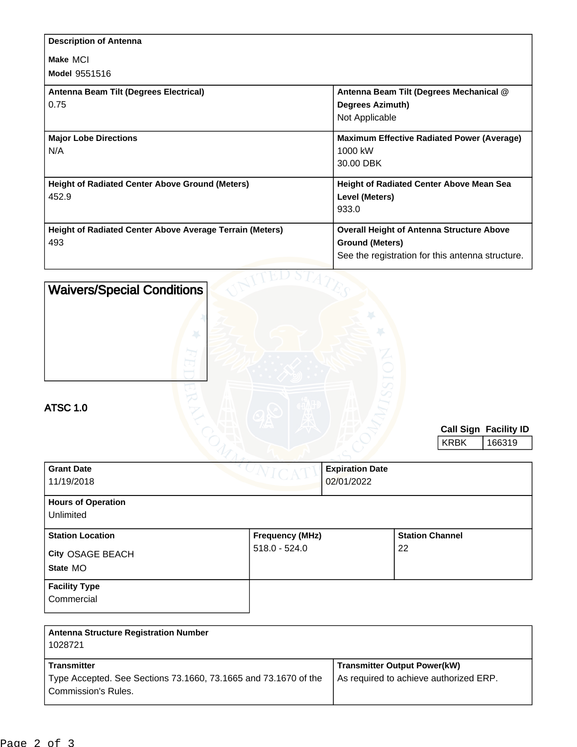| Description of Antenna | |
|---|---|
| Make MCI<br>Model 9551516 | |
| **Antenna Beam Tilt (Degrees Electrical)**<br>0.75 | **Antenna Beam Tilt (Degrees Mechanical @ Degrees Azimuth)**<br>Not Applicable |
| **Major Lobe Directions**<br>N/A | **Maximum Effective Radiated Power (Average)**<br>1000 kW<br>30.00 DBK |
| **Height of Radiated Center Above Ground (Meters)**<br>452.9 | **Height of Radiated Center Above Mean Sea Level (Meters)**<br>933.0 |
| **Height of Radiated Center Above Average Terrain (Meters)**<br>493 | **Overall Height of Antenna Structure Above Ground (Meters)**<br>See the registration for this antenna structure. |

| Waivers/Special Conditions |
|---|
| |

## ATSC 1.0

| Call Sign | Facility ID |
|---|---|
| KRBK | 166319 |

| Grant Date | Expiration Date |
|---|---|
| 11/19/2018 | 02/01/2022 |

| Hours of Operation |
|---|
| Unlimited |

| Station Location | Frequency (MHz) | Station Channel |
|---|---|---|
| City OSAGE BEACH<br>State MO | 518.0 - 524.0 | 22 |

| Facility Type |
|---|
| Commercial |

| Antenna Structure Registration Number | |
|---|---|
| 1028721 | |
| **Transmitter**<br>Type Accepted. See Sections 73.1660, 73.1665 and 73.1670 of the Commission's Rules. | **Transmitter Output Power(kW)**<br>As required to achieve authorized ERP. |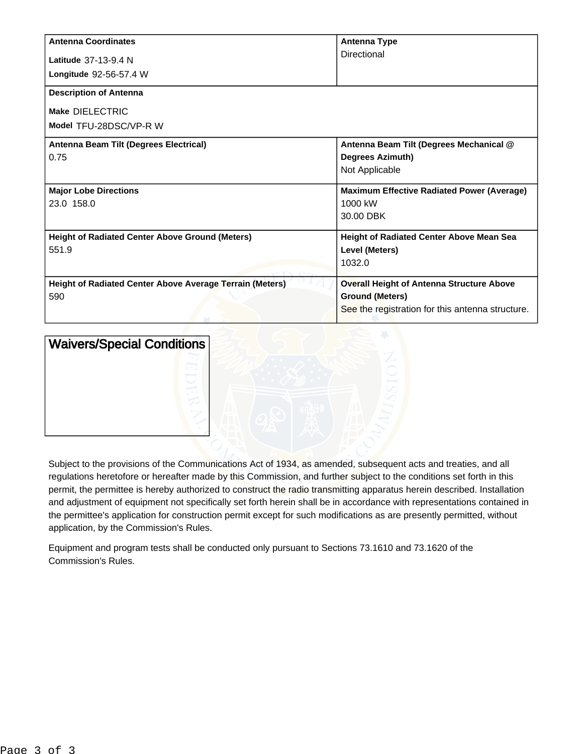| | |
|---|---|
| **Antenna Coordinates**<br>**Latitude** 37-13-9.4 N<br>**Longitude** 92-56-57.4 W | **Antenna Type**<br>Directional |
| **Description of Antenna**<br>**Make** DIELECTRIC<br>**Model** TFU-28DSC/VP-R W | |
| **Antenna Beam Tilt (Degrees Electrical)**<br>0.75 | **Antenna Beam Tilt (Degrees Mechanical @ Degrees Azimuth)**<br>Not Applicable |
| **Major Lobe Directions**<br>23.0 158.0 | **Maximum Effective Radiated Power (Average)**<br>1000 kW<br>30.00 DBK |
| **Height of Radiated Center Above Ground (Meters)**<br>551.9 | **Height of Radiated Center Above Mean Sea Level (Meters)**<br>1032.0 |
| **Height of Radiated Center Above Average Terrain (Meters)**<br>590 | **Overall Height of Antenna Structure Above Ground (Meters)**<br>See the registration for this antenna structure. |

## Waivers/Special Conditions

Subject to the provisions of the Communications Act of 1934, as amended, subsequent acts and treaties, and all regulations heretofore or hereafter made by this Commission, and further subject to the conditions set forth in this permit, the permittee is hereby authorized to construct the radio transmitting apparatus herein described. Installation and adjustment of equipment not specifically set forth herein shall be in accordance with representations contained in the permittee's application for construction permit except for such modifications as are presently permitted, without application, by the Commission's Rules.

Equipment and program tests shall be conducted only pursuant to Sections 73.1610 and 73.1620 of the Commission's Rules.